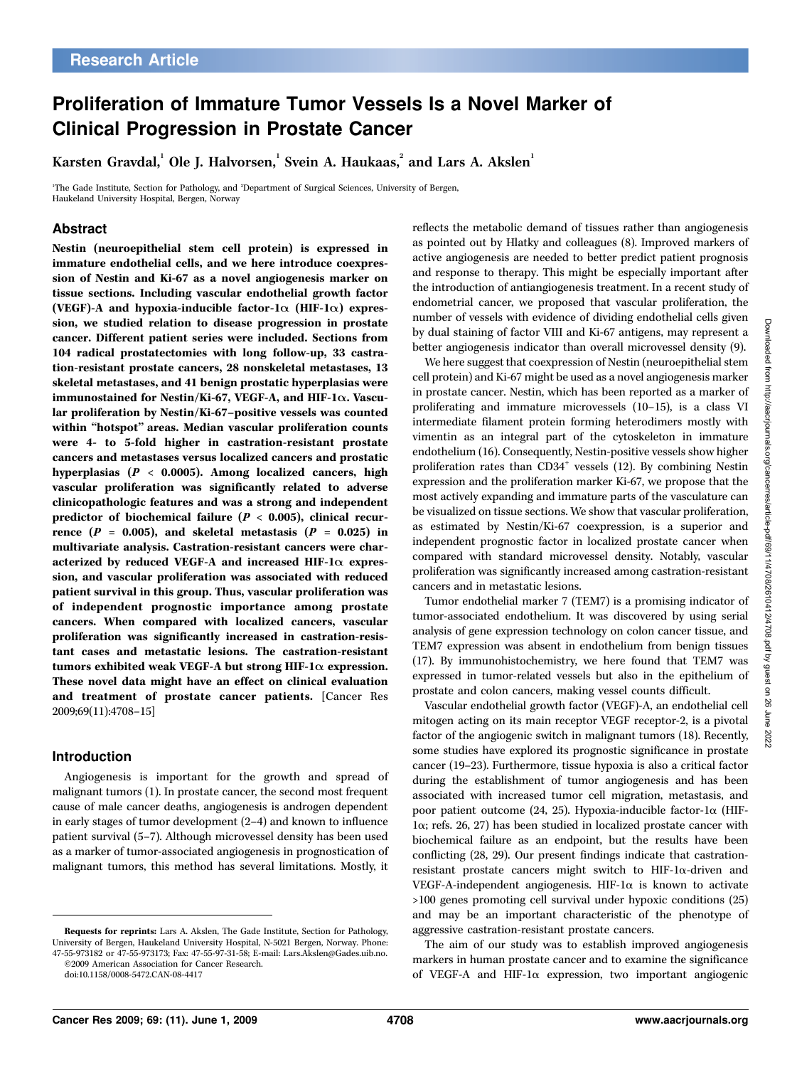Research Article

# Proliferation of Immature Tumor Vessels Is a Novel Marker of Clinical Progression in Prostate Cancer

Karsten Gravdal,[1] Ole J. Halvorsen,[1] Svein A. Haukaas,[2] and Lars A. Akslen[1]

[1]The Gade Institute, Section for Pathology, and [2]Department of Surgical Sciences, University of Bergen, Haukeland University Hospital, Bergen, Norway

## Abstract

**Nestin (neuroepithelial stem cell protein) is expressed in immature endothelial cells, and we here introduce coexpression of Nestin and Ki-67 as a novel angiogenesis marker on tissue sections. Including vascular endothelial growth factor (VEGF)-A and hypoxia-inducible factor-1α (HIF-1α) expression, we studied relation to disease progression in prostate cancer. Different patient series were included. Sections from 104 radical prostatectomies with long follow-up, 33 castration-resistant prostate cancers, 28 nonskeletal metastases, 13 skeletal metastases, and 41 benign prostatic hyperplasias were immunostained for Nestin/Ki-67, VEGF-A, and HIF-1α. Vascular proliferation by Nestin/Ki-67–positive vessels was counted within "hotspot" areas. Median vascular proliferation counts were 4- to 5-fold higher in castration-resistant prostate cancers and metastases versus localized cancers and prostatic hyperplasias ($P$ < 0.0005). Among localized cancers, high vascular proliferation was significantly related to adverse clinicopathologic features and was a strong and independent predictor of biochemical failure ($P$ < 0.005), clinical recurrence ($P$ = 0.005), and skeletal metastasis ($P$ = 0.025) in multivariate analysis. Castration-resistant cancers were characterized by reduced VEGF-A and increased HIF-1α expression, and vascular proliferation was associated with reduced patient survival in this group. Thus, vascular proliferation was of independent prognostic importance among prostate cancers. When compared with localized cancers, vascular proliferation was significantly increased in castration-resistant cases and metastatic lesions. The castration-resistant tumors exhibited weak VEGF-A but strong HIF-1α expression. These novel data might have an effect on clinical evaluation and treatment of prostate cancer patients.** [Cancer Res 2009;69(11):4708–15]

## Introduction

Angiogenesis is important for the growth and spread of malignant tumors (1). In prostate cancer, the second most frequent cause of male cancer deaths, angiogenesis is androgen dependent in early stages of tumor development (2–4) and known to influence patient survival (5–7). Although microvessel density has been used as a marker of tumor-associated angiogenesis in prognostication of malignant tumors, this method has several limitations. Mostly, it reflects the metabolic demand of tissues rather than angiogenesis as pointed out by Hlatky and colleagues (8). Improved markers of active angiogenesis are needed to better predict patient prognosis and response to therapy. This might be especially important after the introduction of antiangiogenesis treatment. In a recent study of endometrial cancer, we proposed that vascular proliferation, the number of vessels with evidence of dividing endothelial cells given by dual staining of factor VIII and Ki-67 antigens, may represent a better angiogenesis indicator than overall microvessel density (9).

We here suggest that coexpression of Nestin (neuroepithelial stem cell protein) and Ki-67 might be used as a novel angiogenesis marker in prostate cancer. Nestin, which has been reported as a marker of proliferating and immature microvessels (10–15), is a class VI intermediate filament protein forming heterodimers mostly with vimentin as an integral part of the cytoskeleton in immature endothelium (16). Consequently, Nestin-positive vessels show higher proliferation rates than CD34$^{+}$ vessels (12). By combining Nestin expression and the proliferation marker Ki-67, we propose that the most actively expanding and immature parts of the vasculature can be visualized on tissue sections. We show that vascular proliferation, as estimated by Nestin/Ki-67 coexpression, is a superior and independent prognostic factor in localized prostate cancer when compared with standard microvessel density. Notably, vascular proliferation was significantly increased among castration-resistant cancers and in metastatic lesions.

Tumor endothelial marker 7 (TEM7) is a promising indicator of tumor-associated endothelium. It was discovered by using serial analysis of gene expression technology on colon cancer tissue, and TEM7 expression was absent in endothelium from benign tissues (17). By immunohistochemistry, we here found that TEM7 was expressed in tumor-related vessels but also in the epithelium of prostate and colon cancers, making vessel counts difficult.

Vascular endothelial growth factor (VEGF)-A, an endothelial cell mitogen acting on its main receptor VEGF receptor-2, is a pivotal factor of the angiogenic switch in malignant tumors (18). Recently, some studies have explored its prognostic significance in prostate cancer (19–23). Furthermore, tissue hypoxia is also a critical factor during the establishment of tumor angiogenesis and has been associated with increased tumor cell migration, metastasis, and poor patient outcome (24, 25). Hypoxia-inducible factor-1α (HIF-1α; refs. 26, 27) has been studied in localized prostate cancer with biochemical failure as an endpoint, but the results have been conflicting (28, 29). Our present findings indicate that castration-resistant prostate cancers might switch to HIF-1α-driven and VEGF-A-independent angiogenesis. HIF-1α is known to activate >100 genes promoting cell survival under hypoxic conditions (25) and may be an important characteristic of the phenotype of aggressive castration-resistant prostate cancers.

The aim of our study was to establish improved angiogenesis markers in human prostate cancer and to examine the significance of VEGF-A and HIF-1α expression, two important angiogenic

---

**Requests for reprints:** Lars A. Akslen, The Gade Institute, Section for Pathology, University of Bergen, Haukeland University Hospital, N-5021 Bergen, Norway. Phone: 47-55-973182 or 47-55-973173; Fax: 47-55-97-31-58; E-mail: Lars.Akslen@Gades.uib.no.
©2009 American Association for Cancer Research.
doi:10.1158/0008-5472.CAN-08-4417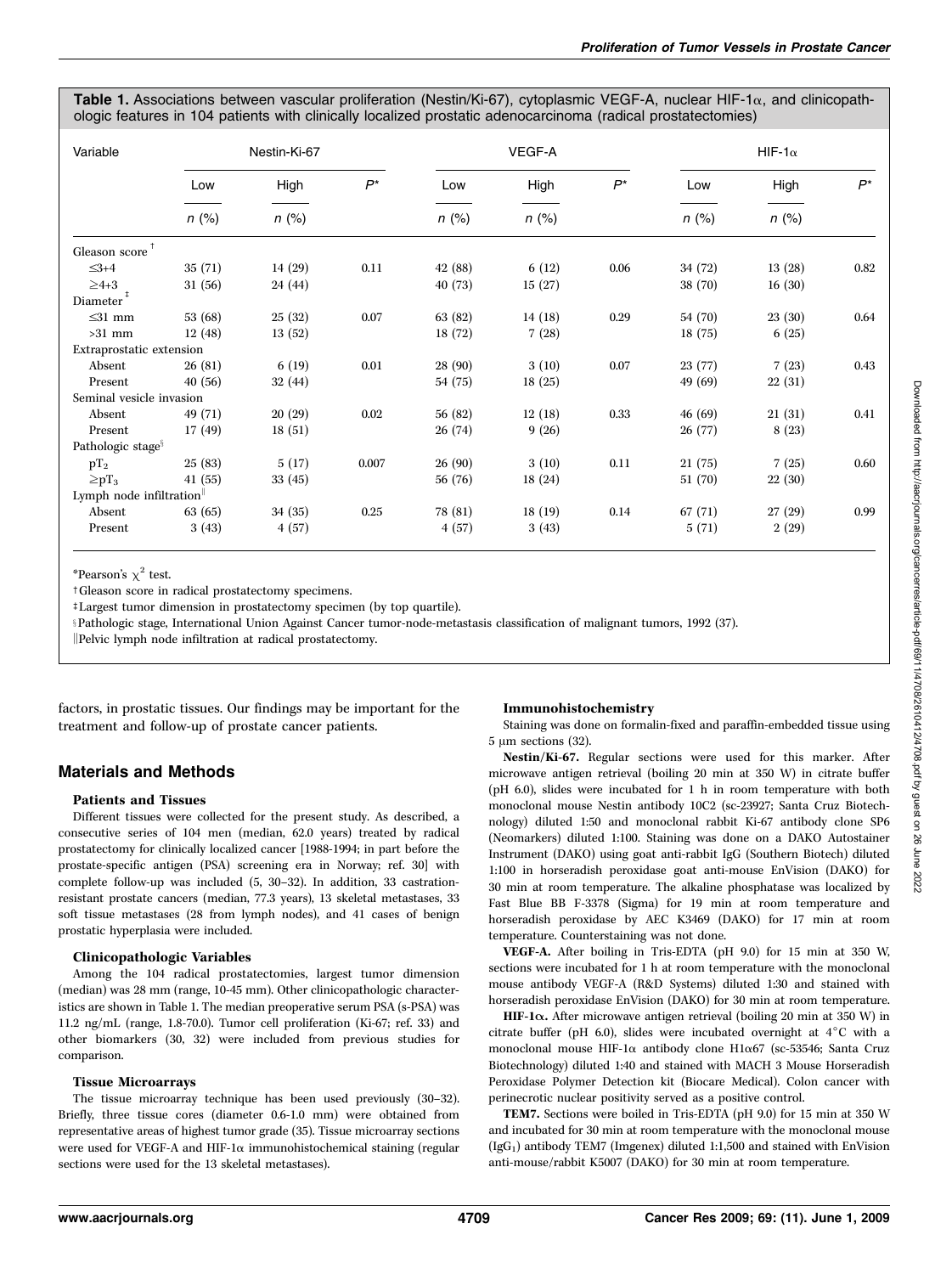**Table 1.** Associations between vascular proliferation (Nestin/Ki-67), cytoplasmic VEGF-A, nuclear HIF-1α, and clinicopathologic features in 104 patients with clinically localized prostatic adenocarcinoma (radical prostatectomies)

| Variable | Nestin-Ki-67 | | | VEGF-A | | | HIF-1α | | |
|---|---|---|---|---|---|---|---|---|---|
| | Low | High | $P$* | Low | High | $P$* | Low | High | $P$* |
| | $n$ (%) | $n$ (%) | | $n$ (%) | $n$ (%) | | $n$ (%) | $n$ (%) | |
| Gleason score† | | | | | | | | | |
| ≤3+4 | 35 (71) | 14 (29) | 0.11 | 42 (88) | 6 (12) | 0.06 | 34 (72) | 13 (28) | 0.82 |
| ≥4+3 | 31 (56) | 24 (44) | | 40 (73) | 15 (27) | | 38 (70) | 16 (30) | |
| Diameter‡ | | | | | | | | | |
| ≤31 mm | 53 (68) | 25 (32) | 0.07 | 63 (82) | 14 (18) | 0.29 | 54 (70) | 23 (30) | 0.64 |
| >31 mm | 12 (48) | 13 (52) | | 18 (72) | 7 (28) | | 18 (75) | 6 (25) | |
| Extraprostatic extension | | | | | | | | | |
| Absent | 26 (81) | 6 (19) | 0.01 | 28 (90) | 3 (10) | 0.07 | 23 (77) | 7 (23) | 0.43 |
| Present | 40 (56) | 32 (44) | | 54 (75) | 18 (25) | | 49 (69) | 22 (31) | |
| Seminal vesicle invasion | | | | | | | | | |
| Absent | 49 (71) | 20 (29) | 0.02 | 56 (82) | 12 (18) | 0.33 | 46 (69) | 21 (31) | 0.41 |
| Present | 17 (49) | 18 (51) | | 26 (74) | 9 (26) | | 26 (77) | 8 (23) | |
| Pathologic stage§ | | | | | | | | | |
| $pT_2$ | 25 (83) | 5 (17) | 0.007 | 26 (90) | 3 (10) | 0.11 | 21 (75) | 7 (25) | 0.60 |
| $\geq pT_3$ | 41 (55) | 33 (45) | | 56 (76) | 18 (24) | | 51 (70) | 22 (30) | |
| Lymph node infiltration∥ | | | | | | | | | |
| Absent | 63 (65) | 34 (35) | 0.25 | 78 (81) | 18 (19) | 0.14 | 67 (71) | 27 (29) | 0.99 |
| Present | 3 (43) | 4 (57) | | 4 (57) | 3 (43) | | 5 (71) | 2 (29) | |

*Pearson's $\chi^2$ test.

†Gleason score in radical prostatectomy specimens.

‡Largest tumor dimension in prostatectomy specimen (by top quartile).

§Pathologic stage, International Union Against Cancer tumor-node-metastasis classification of malignant tumors, 1992 (37).

∥Pelvic lymph node infiltration at radical prostatectomy.

factors, in prostatic tissues. Our findings may be important for the treatment and follow-up of prostate cancer patients.

## Materials and Methods

### Patients and Tissues

Different tissues were collected for the present study. As described, a consecutive series of 104 men (median, 62.0 years) treated by radical prostatectomy for clinically localized cancer [1988-1994; in part before the prostate-specific antigen (PSA) screening era in Norway; ref. 30] with complete follow-up was included (5, 30–32). In addition, 33 castration-resistant prostate cancers (median, 77.3 years), 13 skeletal metastases, 33 soft tissue metastases (28 from lymph nodes), and 41 cases of benign prostatic hyperplasia were included.

### Clinicopathologic Variables

Among the 104 radical prostatectomies, largest tumor dimension (median) was 28 mm (range, 10-45 mm). Other clinicopathologic characteristics are shown in Table 1. The median preoperative serum PSA (s-PSA) was 11.2 ng/mL (range, 1.8-70.0). Tumor cell proliferation (Ki-67; ref. 33) and other biomarkers (30, 32) were included from previous studies for comparison.

### Tissue Microarrays

The tissue microarray technique has been used previously (30–32). Briefly, three tissue cores (diameter 0.6-1.0 mm) were obtained from representative areas of highest tumor grade (35). Tissue microarray sections were used for VEGF-A and HIF-1α immunohistochemical staining (regular sections were used for the 13 skeletal metastases).

### Immunohistochemistry

Staining was done on formalin-fixed and paraffin-embedded tissue using 5 μm sections (32).

**Nestin/Ki-67.** Regular sections were used for this marker. After microwave antigen retrieval (boiling 20 min at 350 W) in citrate buffer (pH 6.0), slides were incubated for 1 h in room temperature with both monoclonal mouse Nestin antibody 10C2 (sc-23927; Santa Cruz Biotechnology) diluted 1:50 and monoclonal rabbit Ki-67 antibody clone SP6 (Neomarkers) diluted 1:100. Staining was done on a DAKO Autostainer Instrument (DAKO) using goat anti-rabbit IgG (Southern Biotech) diluted 1:100 in horseradish peroxidase goat anti-mouse EnVision (DAKO) for 30 min at room temperature. The alkaline phosphatase was localized by Fast Blue BB F-3378 (Sigma) for 19 min at room temperature and horseradish peroxidase by AEC K3469 (DAKO) for 17 min at room temperature. Counterstaining was not done.

**VEGF-A.** After boiling in Tris-EDTA (pH 9.0) for 15 min at 350 W, sections were incubated for 1 h at room temperature with the monoclonal mouse antibody VEGF-A (R&D Systems) diluted 1:30 and stained with horseradish peroxidase EnVision (DAKO) for 30 min at room temperature.

**HIF-1α.** After microwave antigen retrieval (boiling 20 min at 350 W) in citrate buffer (pH 6.0), slides were incubated overnight at 4°C with a monoclonal mouse HIF-1α antibody clone H1α67 (sc-53546; Santa Cruz Biotechnology) diluted 1:40 and stained with MACH 3 Mouse Horseradish Peroxidase Polymer Detection kit (Biocare Medical). Colon cancer with perinecrotic nuclear positivity served as a positive control.

**TEM7.** Sections were boiled in Tris-EDTA (pH 9.0) for 15 min at 350 W and incubated for 30 min at room temperature with the monoclonal mouse ($IgG_1$) antibody TEM7 (Imgenex) diluted 1:1,500 and stained with EnVision anti-mouse/rabbit K5007 (DAKO) for 30 min at room temperature.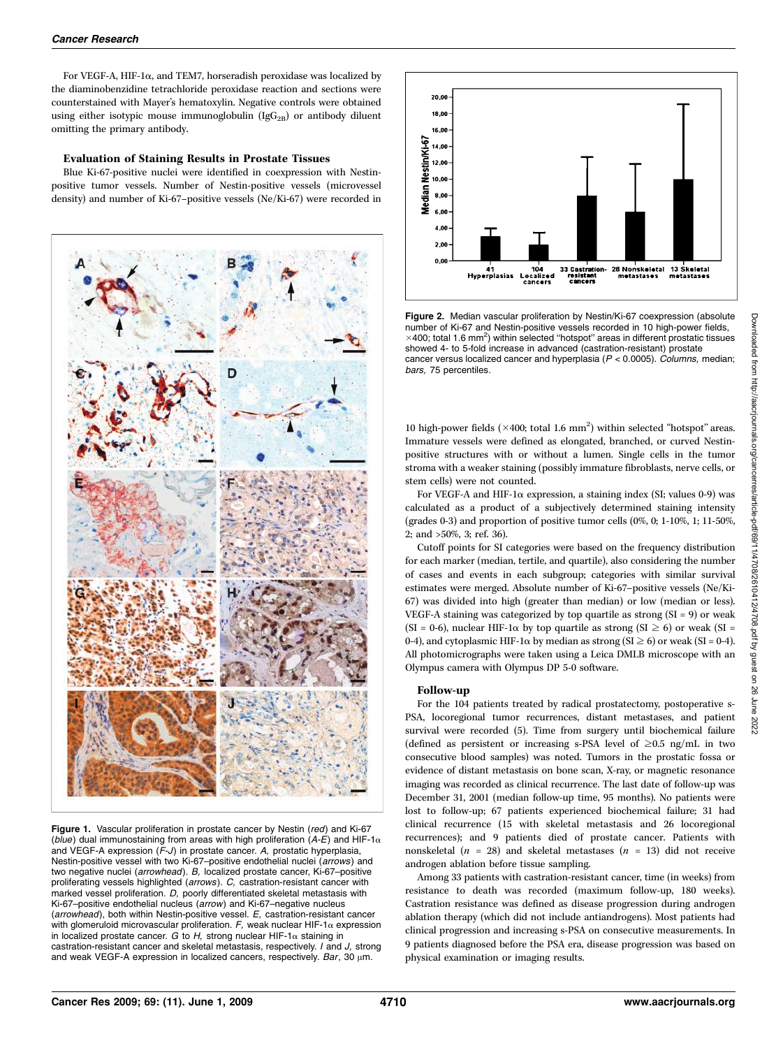For VEGF-A, HIF-1α, and TEM7, horseradish peroxidase was localized by the diaminobenzidine tetrachloride peroxidase reaction and sections were counterstained with Mayer's hematoxylin. Negative controls were obtained using either isotypic mouse immunoglobulin ($IgG_{2B}$) or antibody diluent omitting the primary antibody.

### Evaluation of Staining Results in Prostate Tissues

Blue Ki-67-positive nuclei were identified in coexpression with Nestin-positive tumor vessels. Number of Nestin-positive vessels (microvessel density) and number of Ki-67–positive vessels (Ne/Ki-67) were recorded in 10 high-power fields (×400; total 1.6 mm$^2$) within selected "hotspot" areas. Immature vessels were defined as elongated, branched, or curved Nestin-positive structures with or without a lumen. Single cells in the tumor stroma with a weaker staining (possibly immature fibroblasts, nerve cells, or stem cells) were not counted.

For VEGF-A and HIF-1α expression, a staining index (SI; values 0-9) was calculated as a product of a subjectively determined staining intensity (grades 0-3) and proportion of positive tumor cells (0%, 0; 1-10%, 1; 11-50%, 2; and >50%, 3; ref. 36).

Cutoff points for SI categories were based on the frequency distribution for each marker (median, tertile, and quartile), also considering the number of cases and events in each subgroup; categories with similar survival estimates were merged. Absolute number of Ki-67–positive vessels (Ne/Ki-67) was divided into high (greater than median) or low (median or less). VEGF-A staining was categorized by top quartile as strong (SI = 9) or weak (SI = 0-6), nuclear HIF-1α by top quartile as strong (SI ≥ 6) or weak (SI = 0-4), and cytoplasmic HIF-1α by median as strong (SI ≥ 6) or weak (SI = 0-4). All photomicrographs were taken using a Leica DMLB microscope with an Olympus camera with Olympus DP 5-0 software.

Figure 1. Vascular proliferation in prostate cancer by Nestin (*red*) and Ki-67 (*blue*) dual immunostaining from areas with high proliferation (*A-E*) and HIF-1α and VEGF-A expression (*F-J*) in prostate cancer. *A,* prostatic hyperplasia, Nestin-positive vessel with two Ki-67–positive endothelial nuclei (*arrows*) and two negative nuclei (*arrowhead*). *B,* localized prostate cancer, Ki-67–positive proliferating vessels highlighted (*arrows*). *C,* castration-resistant cancer with marked vessel proliferation. *D,* poorly differentiated skeletal metastasis with Ki-67–positive endothelial nucleus (*arrow*) and Ki-67–negative nucleus (*arrowhead*), both within Nestin-positive vessel. *E,* castration-resistant cancer with glomeruloid microvascular proliferation. *F,* weak nuclear HIF-1α expression in localized prostate cancer. *G* to *H,* strong nuclear HIF-1α staining in castration-resistant cancer and skeletal metastasis, respectively. *I* and *J,* strong and weak VEGF-A expression in localized cancers, respectively. *Bar*, 30 μm.

Figure 2. Median vascular proliferation by Nestin/Ki-67 coexpression (absolute number of Ki-67 and Nestin-positive vessels recorded in 10 high-power fields, ×400; total 1.6 mm$^2$) within selected "hotspot" areas in different prostatic tissues showed 4- to 5-fold increase in advanced (castration-resistant) prostate cancer versus localized cancer and hyperplasia ($P < 0.0005$). *Columns,* median; *bars,* 75 percentiles.

### Follow-up

For the 104 patients treated by radical prostatectomy, postoperative s-PSA, locoregional tumor recurrences, distant metastases, and patient survival were recorded (5). Time from surgery until biochemical failure (defined as persistent or increasing s-PSA level of ≥0.5 ng/mL in two consecutive blood samples) was noted. Tumors in the prostatic fossa or evidence of distant metastasis on bone scan, X-ray, or magnetic resonance imaging was recorded as clinical recurrence. The last date of follow-up was December 31, 2001 (median follow-up time, 95 months). No patients were lost to follow-up; 67 patients experienced biochemical failure; 31 had clinical recurrence (15 with skeletal metastasis and 26 locoregional recurrences); and 9 patients died of prostate cancer. Patients with nonskeletal ($n$ = 28) and skeletal metastases ($n$ = 13) did not receive androgen ablation before tissue sampling.

Among 33 patients with castration-resistant cancer, time (in weeks) from resistance to death was recorded (maximum follow-up, 180 weeks). Castration resistance was defined as disease progression during androgen ablation therapy (which did not include antiandrogens). Most patients had clinical progression and increasing s-PSA on consecutive measurements. In 9 patients diagnosed before the PSA era, disease progression was based on physical examination or imaging results.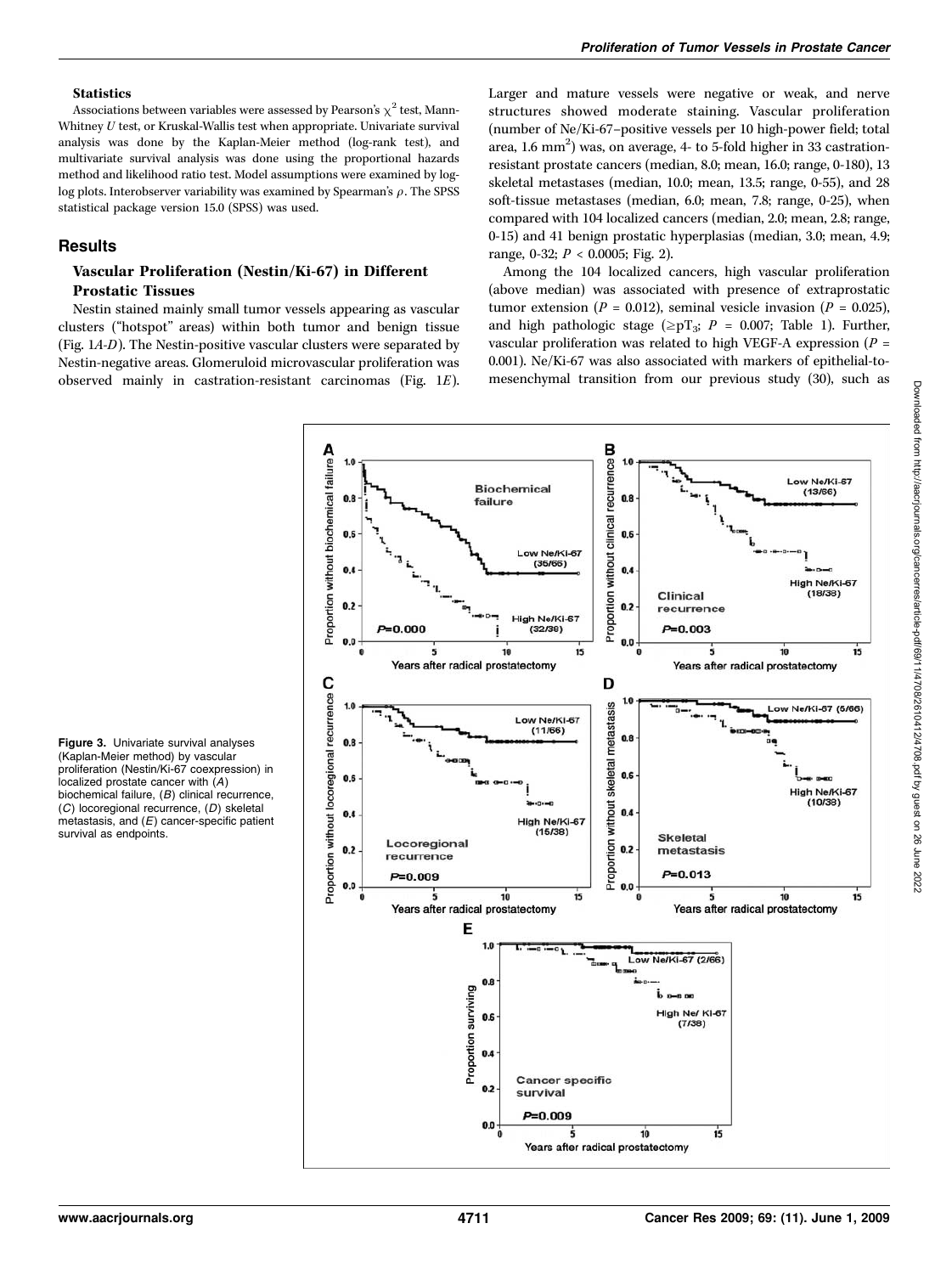#### Statistics

Associations between variables were assessed by Pearson's $\chi^2$ test, Mann-Whitney $U$ test, or Kruskal-Wallis test when appropriate. Univariate survival analysis was done by the Kaplan-Meier method (log-rank test), and multivariate survival analysis was done using the proportional hazards method and likelihood ratio test. Model assumptions were examined by log-log plots. Interobserver variability was examined by Spearman's $\rho$. The SPSS statistical package version 15.0 (SPSS) was used.

## Results

### Vascular Proliferation (Nestin/Ki-67) in Different Prostatic Tissues

Nestin stained mainly small tumor vessels appearing as vascular clusters ("hotspot" areas) within both tumor and benign tissue (Fig. 1*A-D*). The Nestin-positive vascular clusters were separated by Nestin-negative areas. Glomeruloid microvascular proliferation was observed mainly in castration-resistant carcinomas (Fig. 1*E*). Larger and mature vessels were negative or weak, and nerve structures showed moderate staining. Vascular proliferation (number of Ne/Ki-67–positive vessels per 10 high-power field; total area, 1.6 mm$^2$) was, on average, 4- to 5-fold higher in 33 castration-resistant prostate cancers (median, 8.0; mean, 16.0; range, 0-180), 13 skeletal metastases (median, 10.0; mean, 13.5; range, 0-55), and 28 soft-tissue metastases (median, 6.0; mean, 7.8; range, 0-25), when compared with 104 localized cancers (median, 2.0; mean, 2.8; range, 0-15) and 41 benign prostatic hyperplasias (median, 3.0; mean, 4.9; range, 0-32; $P < 0.0005$; Fig. 2).

Among the 104 localized cancers, high vascular proliferation (above median) was associated with presence of extraprostatic tumor extension ($P = 0.012$), seminal vesicle invasion ($P = 0.025$), and high pathologic stage ($\geq pT_3$; $P = 0.007$; Table 1). Further, vascular proliferation was related to high VEGF-A expression ($P = 0.001$). Ne/Ki-67 was also associated with markers of epithelial-to-mesenchymal transition from our previous study (30), such as

**Figure 3.** Univariate survival analyses (Kaplan-Meier method) by vascular proliferation (Nestin/Ki-67 coexpression) in localized prostate cancer with (*A*) biochemical failure, (*B*) clinical recurrence, (*C*) locoregional recurrence, (*D*) skeletal metastasis, and (*E*) cancer-specific patient survival as endpoints.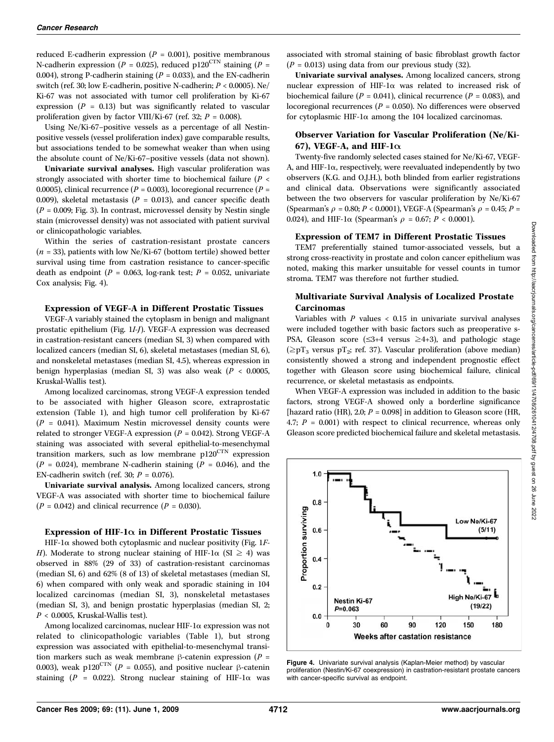reduced E-cadherin expression ($P = 0.001$), positive membranous N-cadherin expression ($P = 0.025$), reduced $p120^{CTN}$ staining ($P = 0.004$), strong P-cadherin staining ($P = 0.033$), and the EN-cadherin switch (ref. 30; low E-cadherin, positive N-cadherin; $P < 0.0005$). Ne/Ki-67 was not associated with tumor cell proliferation by Ki-67 expression ($P = 0.13$) but was significantly related to vascular proliferation given by factor VIII/Ki-67 (ref. 32; $P = 0.008$).

Using Ne/Ki-67–positive vessels as a percentage of all Nestin-positive vessels (vessel proliferation index) gave comparable results, but associations tended to be somewhat weaker than when using the absolute count of Ne/Ki-67–positive vessels (data not shown).

**Univariate survival analyses.** High vascular proliferation was strongly associated with shorter time to biochemical failure ($P < 0.0005$), clinical recurrence ($P = 0.003$), locoregional recurrence ($P = 0.009$), skeletal metastasis ($P = 0.013$), and cancer specific death ($P = 0.009$; Fig. 3). In contrast, microvessel density by Nestin single stain (microvessel density) was not associated with patient survival or clinicopathologic variables.

Within the series of castration-resistant prostate cancers ($n = 33$), patients with low Ne/Ki-67 (bottom tertile) showed better survival using time from castration resistance to cancer-specific death as endpoint ($P = 0.063$, log-rank test; $P = 0.052$, univariate Cox analysis; Fig. 4).

### Expression of VEGF-A in Different Prostatic Tissues

VEGF-A variably stained the cytoplasm in benign and malignant prostatic epithelium (Fig. 1*I-J*). VEGF-A expression was decreased in castration-resistant cancers (median SI, 3) when compared with localized cancers (median SI, 6), skeletal metastases (median SI, 6), and nonskeletal metastases (median SI, 4.5), whereas expression in benign hyperplasias (median SI, 3) was also weak ($P < 0.0005$, Kruskal-Wallis test).

Among localized carcinomas, strong VEGF-A expression tended to be associated with higher Gleason score, extraprostatic extension (Table 1), and high tumor cell proliferation by Ki-67 ($P = 0.041$). Maximum Nestin microvessel density counts were related to stronger VEGF-A expression ($P = 0.042$). Strong VEGF-A staining was associated with several epithelial-to-mesenchymal transition markers, such as low membrane $p120^{CTN}$ expression ($P = 0.024$), membrane N-cadherin staining ($P = 0.046$), and the EN-cadherin switch (ref. 30; $P = 0.076$).

**Univariate survival analysis.** Among localized cancers, strong VEGF-A was associated with shorter time to biochemical failure ($P = 0.042$) and clinical recurrence ($P = 0.030$).

### Expression of HIF-1α in Different Prostatic Tissues

HIF-1α showed both cytoplasmic and nuclear positivity (Fig. 1*F-H*). Moderate to strong nuclear staining of HIF-1α (SI ≥ 4) was observed in 88% (29 of 33) of castration-resistant carcinomas (median SI, 6) and 62% (8 of 13) of skeletal metastases (median SI, 6) when compared with only weak and sporadic staining in 104 localized carcinomas (median SI, 3), nonskeletal metastases (median SI, 3), and benign prostatic hyperplasias (median SI, 2; $P < 0.0005$, Kruskal-Wallis test).

Among localized carcinomas, nuclear HIF-1α expression was not related to clinicopathologic variables (Table 1), but strong expression was associated with epithelial-to-mesenchymal transition markers such as weak membrane β-catenin expression ($P = 0.003$), weak $p120^{CTN}$ ($P = 0.055$), and positive nuclear β-catenin staining ($P = 0.022$). Strong nuclear staining of HIF-1α was associated with stromal staining of basic fibroblast growth factor ($P = 0.013$) using data from our previous study (32).

**Univariate survival analyses.** Among localized cancers, strong nuclear expression of HIF-1α was related to increased risk of biochemical failure ($P = 0.041$), clinical recurrence ($P = 0.083$), and locoregional recurrences ($P = 0.050$). No differences were observed for cytoplasmic HIF-1α among the 104 localized carcinomas.

### Observer Variation for Vascular Proliferation (Ne/Ki-67), VEGF-A, and HIF-1α

Twenty-five randomly selected cases stained for Ne/Ki-67, VEGF-A, and HIF-1α, respectively, were reevaluated independently by two observers (K.G. and O.J.H.), both blinded from earlier registrations and clinical data. Observations were significantly associated between the two observers for vascular proliferation by Ne/Ki-67 (Spearman's $\rho = 0.80$; $P < 0.0001$), VEGF-A (Spearman's $\rho = 0.45$; $P = 0.024$), and HIF-1α (Spearman's $\rho = 0.67$; $P < 0.0001$).

### Expression of TEM7 in Different Prostatic Tissues

TEM7 preferentially stained tumor-associated vessels, but a strong cross-reactivity in prostate and colon cancer epithelium was noted, making this marker unsuitable for vessel counts in tumor stroma. TEM7 was therefore not further studied.

### Multivariate Survival Analysis of Localized Prostate Carcinomas

Variables with $P$ values < 0.15 in univariate survival analyses were included together with basic factors such as preoperative s-PSA, Gleason score (≤3+4 versus ≥4+3), and pathologic stage (≥$pT_3$ versus $pT_2$; ref. 37). Vascular proliferation (above median) consistently showed a strong and independent prognostic effect together with Gleason score using biochemical failure, clinical recurrence, or skeletal metastasis as endpoints.

When VEGF-A expression was included in addition to the basic factors, strong VEGF-A showed only a borderline significance [hazard ratio (HR), 2.0; $P = 0.098$] in addition to Gleason score (HR, 4.7; $P = 0.001$) with respect to clinical recurrence, whereas only Gleason score predicted biochemical failure and skeletal metastasis.

**Figure 4.** Univariate survival analysis (Kaplan-Meier method) by vascular proliferation (Nestin/Ki-67 coexpression) in castration-resistant prostate cancers with cancer-specific survival as endpoint.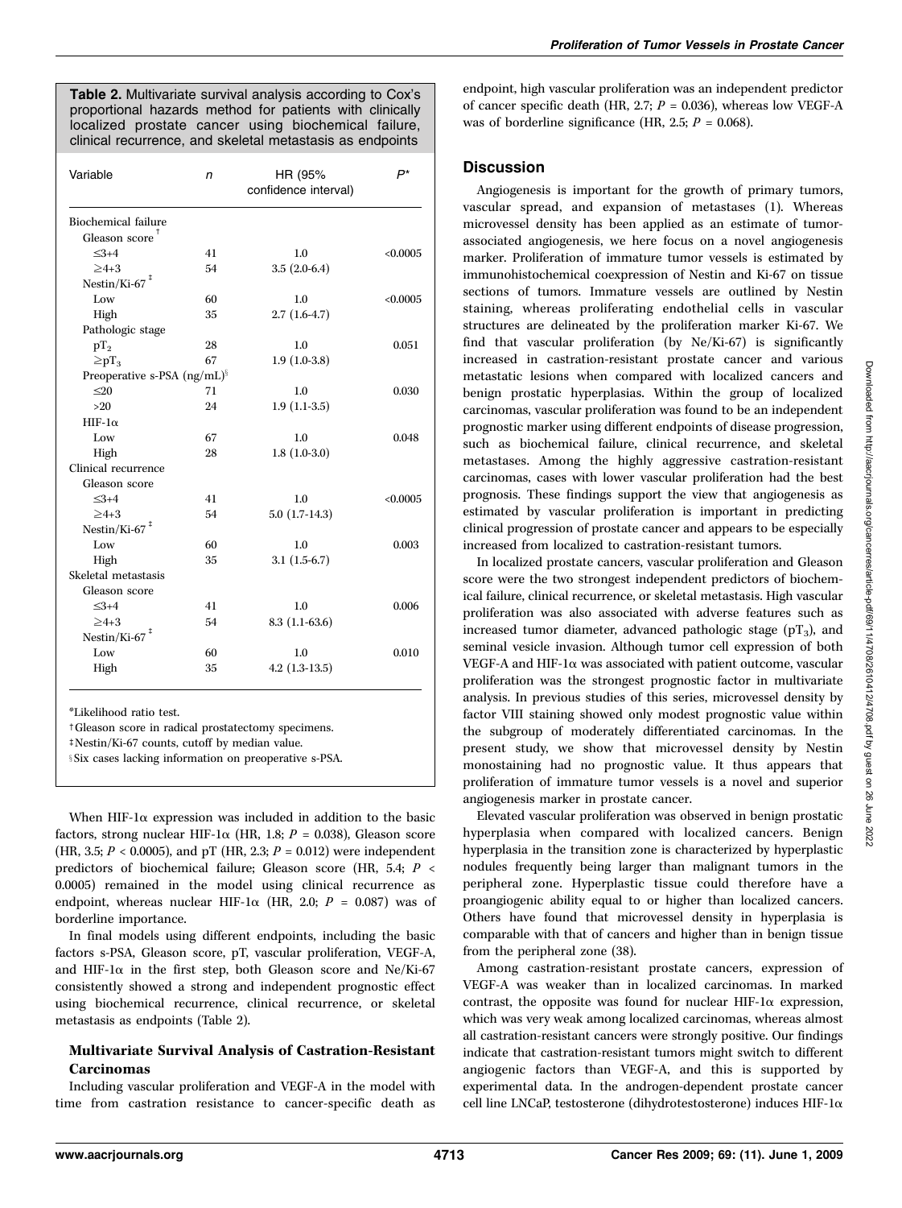**Table 2.** Multivariate survival analysis according to Cox's proportional hazards method for patients with clinically localized prostate cancer using biochemical failure, clinical recurrence, and skeletal metastasis as endpoints

| Variable | n | HR (95% confidence interval) | P* |
|---|---|---|---|
| Biochemical failure | | | |
| Gleason score† | | | |
| ≤3+4 | 41 | 1.0 | <0.0005 |
| ≥4+3 | 54 | 3.5 (2.0-6.4) | |
| Nestin/Ki-67‡ | | | |
| Low | 60 | 1.0 | <0.0005 |
| High | 35 | 2.7 (1.6-4.7) | |
| Pathologic stage | | | |
| $pT_2$ | 28 | 1.0 | 0.051 |
| $\geq pT_3$ | 67 | 1.9 (1.0-3.8) | |
| Preoperative s-PSA (ng/mL)§ | | | |
| ≤20 | 71 | 1.0 | 0.030 |
| >20 | 24 | 1.9 (1.1-3.5) | |
| HIF-1α | | | |
| Low | 67 | 1.0 | 0.048 |
| High | 28 | 1.8 (1.0-3.0) | |
| Clinical recurrence | | | |
| Gleason score | | | |
| ≤3+4 | 41 | 1.0 | <0.0005 |
| ≥4+3 | 54 | 5.0 (1.7-14.3) | |
| Nestin/Ki-67‡ | | | |
| Low | 60 | 1.0 | 0.003 |
| High | 35 | 3.1 (1.5-6.7) | |
| Skeletal metastasis | | | |
| Gleason score | | | |
| ≤3+4 | 41 | 1.0 | 0.006 |
| ≥4+3 | 54 | 8.3 (1.1-63.6) | |
| Nestin/Ki-67‡ | | | |
| Low | 60 | 1.0 | 0.010 |
| High | 35 | 4.2 (1.3-13.5) | |

*Likelihood ratio test.
†Gleason score in radical prostatectomy specimens.
‡Nestin/Ki-67 counts, cutoff by median value.
§Six cases lacking information on preoperative s-PSA.

When HIF-1α expression was included in addition to the basic factors, strong nuclear HIF-1α (HR, 1.8; $P = 0.038$), Gleason score (HR, 3.5; $P < 0.0005$), and pT (HR, 2.3; $P = 0.012$) were independent predictors of biochemical failure; Gleason score (HR, 5.4; $P < 0.0005$) remained in the model using clinical recurrence as endpoint, whereas nuclear HIF-1α (HR, 2.0; $P = 0.087$) was of borderline importance.

In final models using different endpoints, including the basic factors s-PSA, Gleason score, pT, vascular proliferation, VEGF-A, and HIF-1α in the first step, both Gleason score and Ne/Ki-67 consistently showed a strong and independent prognostic effect using biochemical recurrence, clinical recurrence, or skeletal metastasis as endpoints (Table 2).

### Multivariate Survival Analysis of Castration-Resistant Carcinomas

Including vascular proliferation and VEGF-A in the model with time from castration resistance to cancer-specific death as endpoint, high vascular proliferation was an independent predictor of cancer specific death (HR, 2.7; $P = 0.036$), whereas low VEGF-A was of borderline significance (HR, 2.5; $P = 0.068$).

## Discussion

Angiogenesis is important for the growth of primary tumors, vascular spread, and expansion of metastases (1). Whereas microvessel density has been applied as an estimate of tumor-associated angiogenesis, we here focus on a novel angiogenesis marker. Proliferation of immature tumor vessels is estimated by immunohistochemical coexpression of Nestin and Ki-67 on tissue sections of tumors. Immature vessels are outlined by Nestin staining, whereas proliferating endothelial cells in vascular structures are delineated by the proliferation marker Ki-67. We find that vascular proliferation (by Ne/Ki-67) is significantly increased in castration-resistant prostate cancer and various metastatic lesions when compared with localized cancers and benign prostatic hyperplasias. Within the group of localized carcinomas, vascular proliferation was found to be an independent prognostic marker using different endpoints of disease progression, such as biochemical failure, clinical recurrence, and skeletal metastases. Among the highly aggressive castration-resistant carcinomas, cases with lower vascular proliferation had the best prognosis. These findings support the view that angiogenesis as estimated by vascular proliferation is important in predicting clinical progression of prostate cancer and appears to be especially increased from localized to castration-resistant tumors.

In localized prostate cancers, vascular proliferation and Gleason score were the two strongest independent predictors of biochemical failure, clinical recurrence, or skeletal metastasis. High vascular proliferation was also associated with adverse features such as increased tumor diameter, advanced pathologic stage ($pT_3$), and seminal vesicle invasion. Although tumor cell expression of both VEGF-A and HIF-1α was associated with patient outcome, vascular proliferation was the strongest prognostic factor in multivariate analysis. In previous studies of this series, microvessel density by factor VIII staining showed only modest prognostic value within the subgroup of moderately differentiated carcinomas. In the present study, we show that microvessel density by Nestin monostaining had no prognostic value. It thus appears that proliferation of immature tumor vessels is a novel and superior angiogenesis marker in prostate cancer.

Elevated vascular proliferation was observed in benign prostatic hyperplasia when compared with localized cancers. Benign hyperplasia in the transition zone is characterized by hyperplastic nodules frequently being larger than malignant tumors in the peripheral zone. Hyperplastic tissue could therefore have a proangiogenic ability equal to or higher than localized cancers. Others have found that microvessel density in hyperplasia is comparable with that of cancers and higher than in benign tissue from the peripheral zone (38).

Among castration-resistant prostate cancers, expression of VEGF-A was weaker than in localized carcinomas. In marked contrast, the opposite was found for nuclear HIF-1α expression, which was very weak among localized carcinomas, whereas almost all castration-resistant cancers were strongly positive. Our findings indicate that castration-resistant tumors might switch to different angiogenic factors than VEGF-A, and this is supported by experimental data. In the androgen-dependent prostate cancer cell line LNCaP, testosterone (dihydrotestosterone) induces HIF-1α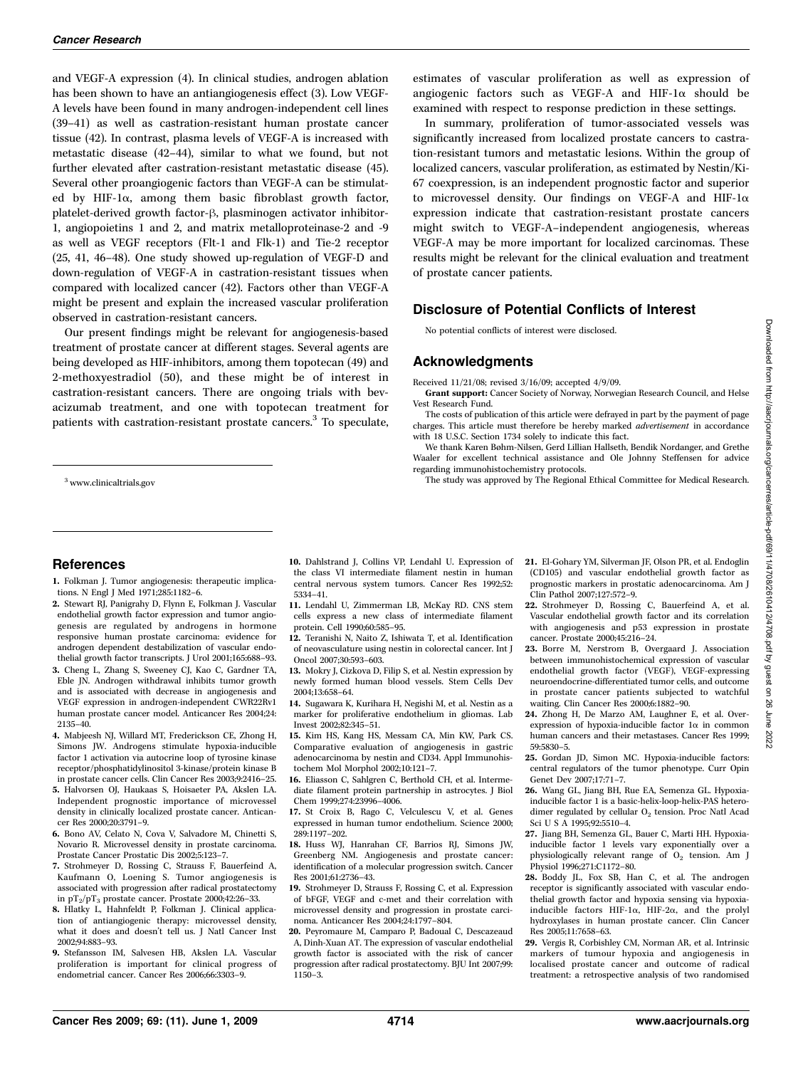and VEGF-A expression (4). In clinical studies, androgen ablation has been shown to have an antiangiogenesis effect (3). Low VEGF-A levels have been found in many androgen-independent cell lines (39–41) as well as castration-resistant human prostate cancer tissue (42). In contrast, plasma levels of VEGF-A is increased with metastatic disease (42–44), similar to what we found, but not further elevated after castration-resistant metastatic disease (45). Several other proangiogenic factors than VEGF-A can be stimulated by HIF-1α, among them basic fibroblast growth factor, platelet-derived growth factor-β, plasminogen activator inhibitor-1, angiopoietins 1 and 2, and matrix metalloproteinase-2 and -9 as well as VEGF receptors (Flt-1 and Flk-1) and Tie-2 receptor (25, 41, 46–48). One study showed up-regulation of VEGF-D and down-regulation of VEGF-A in castration-resistant tissues when compared with localized cancer (42). Factors other than VEGF-A might be present and explain the increased vascular proliferation observed in castration-resistant cancers.

Our present findings might be relevant for angiogenesis-based treatment of prostate cancer at different stages. Several agents are being developed as HIF-inhibitors, among them topotecan (49) and 2-methoxyestradiol (50), and these might be of interest in castration-resistant cancers. There are ongoing trials with bevacizumab treatment, and one with topotecan treatment for patients with castration-resistant prostate cancers.[3] To speculate, estimates of vascular proliferation as well as expression of angiogenic factors such as VEGF-A and HIF-1α should be examined with respect to response prediction in these settings.

In summary, proliferation of tumor-associated vessels was significantly increased from localized prostate cancers to castration-resistant tumors and metastatic lesions. Within the group of localized cancers, vascular proliferation, as estimated by Nestin/Ki-67 coexpression, is an independent prognostic factor and superior to microvessel density. Our findings on VEGF-A and HIF-1α expression indicate that castration-resistant prostate cancers might switch to VEGF-A–independent angiogenesis, whereas VEGF-A may be more important for localized carcinomas. These results might be relevant for the clinical evaluation and treatment of prostate cancer patients.

[3] www.clinicaltrials.gov

## Disclosure of Potential Conflicts of Interest

No potential conflicts of interest were disclosed.

## Acknowledgments

Received 11/21/08; revised 3/16/09; accepted 4/9/09.

**Grant support:** Cancer Society of Norway, Norwegian Research Council, and Helse Vest Research Fund.

The costs of publication of this article were defrayed in part by the payment of page charges. This article must therefore be hereby marked *advertisement* in accordance with 18 U.S.C. Section 1734 solely to indicate this fact.

We thank Karen Bøhm-Nilsen, Gerd Lillian Hallseth, Bendik Nordanger, and Grethe Waaler for excellent technical assistance and Ole Johnny Steffensen for advice regarding immunohistochemistry protocols.

The study was approved by The Regional Ethical Committee for Medical Research.

## References

1. Folkman J. Tumor angiogenesis: therapeutic implications. N Engl J Med 1971;285:1182–6.
2. Stewart RJ, Panigrahy D, Flynn E, Folkman J. Vascular endothelial growth factor expression and tumor angiogenesis are regulated by androgens in hormone responsive human prostate carcinoma: evidence for androgen dependent destabilization of vascular endothelial growth factor transcripts. J Urol 2001;165:688–93.
3. Cheng L, Zhang S, Sweeney CJ, Kao C, Gardner TA, Eble JN. Androgen withdrawal inhibits tumor growth and is associated with decrease in angiogenesis and VEGF expression in androgen-independent CWR22Rv1 human prostate cancer model. Anticancer Res 2004;24:2135–40.
4. Mabjeesh NJ, Willard MT, Frederickson CE, Zhong H, Simons JW. Androgens stimulate hypoxia-inducible factor 1 activation via autocrine loop of tyrosine kinase receptor/phosphatidylinositol 3-kinase/protein kinase B in prostate cancer cells. Clin Cancer Res 2003;9:2416–25.
5. Halvorsen OJ, Haukaas S, Hoisaeter PA, Akslen LA. Independent prognostic importance of microvessel density in clinically localized prostate cancer. Anticancer Res 2000;20:3791–9.
6. Bono AV, Celato N, Cova V, Salvadore M, Chinetti S, Novario R. Microvessel density in prostate carcinoma. Prostate Cancer Prostatic Dis 2002;5:123–7.
7. Strohmeyer D, Rossing C, Strauss F, Bauerfeind A, Kaufmann O, Loening S. Tumor angiogenesis is associated with progression after radical prostatectomy in $pT_2/pT_3$ prostate cancer. Prostate 2000;42:26–33.
8. Hlatky L, Hahnfeldt P, Folkman J. Clinical application of antiangiogenic therapy: microvessel density, what it does and doesn't tell us. J Natl Cancer Inst 2002;94:883–93.
9. Stefansson IM, Salvesen HB, Akslen LA. Vascular proliferation is important for clinical progress of endometrial cancer. Cancer Res 2006;66:3303–9.
10. Dahlstrand J, Collins VP, Lendahl U. Expression of the class VI intermediate filament nestin in human central nervous system tumors. Cancer Res 1992;52:5334–41.
11. Lendahl U, Zimmerman LB, McKay RD. CNS stem cells express a new class of intermediate filament protein. Cell 1990;60:585–95.
12. Teranishi N, Naito Z, Ishiwata T, et al. Identification of neovasculature using nestin in colorectal cancer. Int J Oncol 2007;30:593–603.
13. Mokry J, Cizkova D, Filip S, et al. Nestin expression by newly formed human blood vessels. Stem Cells Dev 2004;13:658–64.
14. Sugawara K, Kurihara H, Negishi M, et al. Nestin as a marker for proliferative endothelium in gliomas. Lab Invest 2002;82:345–51.
15. Kim HS, Kang HS, Messam CA, Min KW, Park CS. Comparative evaluation of angiogenesis in gastric adenocarcinoma by nestin and CD34. Appl Immunohistochem Mol Morphol 2002;10:121–7.
16. Eliasson C, Sahlgren C, Berthold CH, et al. Intermediate filament protein partnership in astrocytes. J Biol Chem 1999;274:23996–4006.
17. St Croix B, Rago C, Velculescu V, et al. Genes expressed in human tumor endothelium. Science 2000;289:1197–202.
18. Huss WJ, Hanrahan CF, Barrios RJ, Simons JW, Greenberg NM. Angiogenesis and prostate cancer: identification of a molecular progression switch. Cancer Res 2001;61:2736–43.
19. Strohmeyer D, Strauss F, Rossing C, et al. Expression of bFGF, VEGF and c-met and their correlation with microvessel density and progression in prostate carcinoma. Anticancer Res 2004;24:1797–804.
20. Peyromaure M, Camparo P, Badoual C, Descazeaud A, Dinh-Xuan AT. The expression of vascular endothelial growth factor is associated with the risk of cancer progression after radical prostatectomy. BJU Int 2007;99:1150–3.
21. El-Gohary YM, Silverman JF, Olson PR, et al. Endoglin (CD105) and vascular endothelial growth factor as prognostic markers in prostatic adenocarcinoma. Am J Clin Pathol 2007;127:572–9.
22. Strohmeyer D, Rossing C, Bauerfeind A, et al. Vascular endothelial growth factor and its correlation with angiogenesis and p53 expression in prostate cancer. Prostate 2000;45:216–24.
23. Borre M, Nerstrom B, Overgaard J. Association between immunohistochemical expression of vascular endothelial growth factor (VEGF), VEGF-expressing neuroendocrine-differentiated tumor cells, and outcome in prostate cancer patients subjected to watchful waiting. Clin Cancer Res 2000;6:1882–90.
24. Zhong H, De Marzo AM, Laughner E, et al. Overexpression of hypoxia-inducible factor 1α in common human cancers and their metastases. Cancer Res 1999;59:5830–5.
25. Gordan JD, Simon MC. Hypoxia-inducible factors: central regulators of the tumor phenotype. Curr Opin Genet Dev 2007;17:71–7.
26. Wang GL, Jiang BH, Rue EA, Semenza GL. Hypoxia-inducible factor 1 is a basic-helix-loop-helix-PAS heterodimer regulated by cellular $O_2$ tension. Proc Natl Acad Sci U S A 1995;92:5510–4.
27. Jiang BH, Semenza GL, Bauer C, Marti HH. Hypoxia-inducible factor 1 levels vary exponentially over a physiologically relevant range of $O_2$ tension. Am J Physiol 1996;271:C1172–80.
28. Boddy JL, Fox SB, Han C, et al. The androgen receptor is significantly associated with vascular endothelial growth factor and hypoxia sensing via hypoxia-inducible factors HIF-1α, HIF-2α, and the prolyl hydroxylases in human prostate cancer. Clin Cancer Res 2005;11:7658–63.
29. Vergis R, Corbishley CM, Norman AR, et al. Intrinsic markers of tumour hypoxia and angiogenesis in localised prostate cancer and outcome of radical treatment: a retrospective analysis of two randomised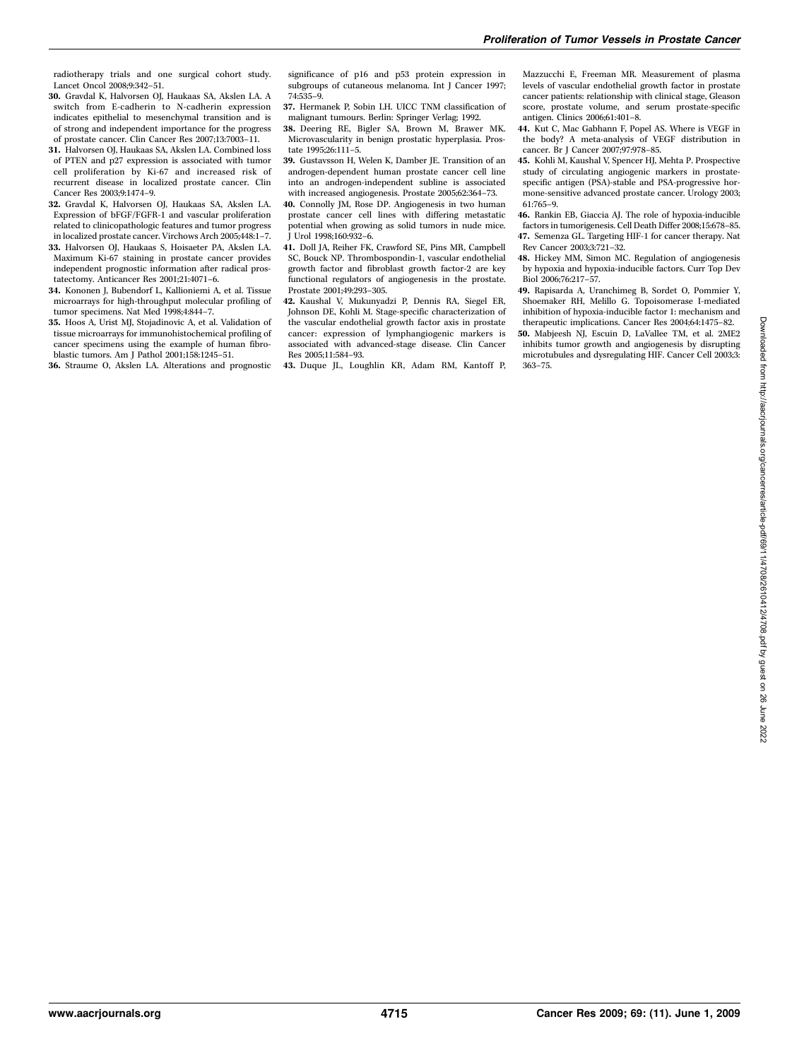radiotherapy trials and one surgical cohort study. Lancet Oncol 2008;9:342–51.

30. Gravdal K, Halvorsen OJ, Haukaas SA, Akslen LA. A switch from E-cadherin to N-cadherin expression indicates epithelial to mesenchymal transition and is of strong and independent importance for the progress of prostate cancer. Clin Cancer Res 2007;13:7003–11.

31. Halvorsen OJ, Haukaas SA, Akslen LA. Combined loss of PTEN and p27 expression is associated with tumor cell proliferation by Ki-67 and increased risk of recurrent disease in localized prostate cancer. Clin Cancer Res 2003;9:1474–9.

32. Gravdal K, Halvorsen OJ, Haukaas SA, Akslen LA. Expression of bFGF/FGFR-1 and vascular proliferation related to clinicopathologic features and tumor progress in localized prostate cancer. Virchows Arch 2005;448:1–7.

33. Halvorsen OJ, Haukaas S, Hoisaeter PA, Akslen LA. Maximum Ki-67 staining in prostate cancer provides independent prognostic information after radical prostatectomy. Anticancer Res 2001;21:4071–6.

34. Kononen J, Bubendorf L, Kallioniemi A, et al. Tissue microarrays for high-throughput molecular profiling of tumor specimens. Nat Med 1998;4:844–7.

35. Hoos A, Urist MJ, Stojadinovic A, et al. Validation of tissue microarrays for immunohistochemical profiling of cancer specimens using the example of human fibroblastic tumors. Am J Pathol 2001;158:1245–51.

36. Straume O, Akslen LA. Alterations and prognostic significance of p16 and p53 protein expression in subgroups of cutaneous melanoma. Int J Cancer 1997; 74:535–9.

37. Hermanek P, Sobin LH. UICC TNM classification of malignant tumours. Berlin: Springer Verlag; 1992.

38. Deering RE, Bigler SA, Brown M, Brawer MK. Microvascularity in benign prostatic hyperplasia. Prostate 1995;26:111–5.

39. Gustavsson H, Welen K, Damber JE. Transition of an androgen-dependent human prostate cancer cell line into an androgen-independent subline is associated with increased angiogenesis. Prostate 2005;62:364–73.

40. Connolly JM, Rose DP. Angiogenesis in two human prostate cancer cell lines with differing metastatic potential when growing as solid tumors in nude mice. J Urol 1998;160:932–6.

41. Doll JA, Reiher FK, Crawford SE, Pins MR, Campbell SC, Bouck NP. Thrombospondin-1, vascular endothelial growth factor and fibroblast growth factor-2 are key functional regulators of angiogenesis in the prostate. Prostate 2001;49:293–305.

42. Kaushal V, Mukunyadzi P, Dennis RA, Siegel ER, Johnson DE, Kohli M. Stage-specific characterization of the vascular endothelial growth factor axis in prostate cancer: expression of lymphangiogenic markers is associated with advanced-stage disease. Clin Cancer Res 2005;11:584–93.

43. Duque JL, Loughlin KR, Adam RM, Kantoff P, Mazzucchi E, Freeman MR. Measurement of plasma levels of vascular endothelial growth factor in prostate cancer patients: relationship with clinical stage, Gleason score, prostate volume, and serum prostate-specific antigen. Clinics 2006;61:401–8.

44. Kut C, Mac Gabhann F, Popel AS. Where is VEGF in the body? A meta-analysis of VEGF distribution in cancer. Br J Cancer 2007;97:978–85.

45. Kohli M, Kaushal V, Spencer HJ, Mehta P. Prospective study of circulating angiogenic markers in prostate-specific antigen (PSA)-stable and PSA-progressive hormone-sensitive advanced prostate cancer. Urology 2003; 61:765–9.

46. Rankin EB, Giaccia AJ. The role of hypoxia-inducible factors in tumorigenesis. Cell Death Differ 2008;15:678–85.

47. Semenza GL. Targeting HIF-1 for cancer therapy. Nat Rev Cancer 2003;3:721–32.

48. Hickey MM, Simon MC. Regulation of angiogenesis by hypoxia and hypoxia-inducible factors. Curr Top Dev Biol 2006;76:217–57.

49. Rapisarda A, Uranchimeg B, Sordet O, Pommier Y, Shoemaker RH, Melillo G. Topoisomerase I-mediated inhibition of hypoxia-inducible factor 1: mechanism and therapeutic implications. Cancer Res 2004;64:1475–82.

50. Mabjeesh NJ, Escuin D, LaVallee TM, et al. 2ME2 inhibits tumor growth and angiogenesis by disrupting microtubules and dysregulating HIF. Cancer Cell 2003;3: 363–75.